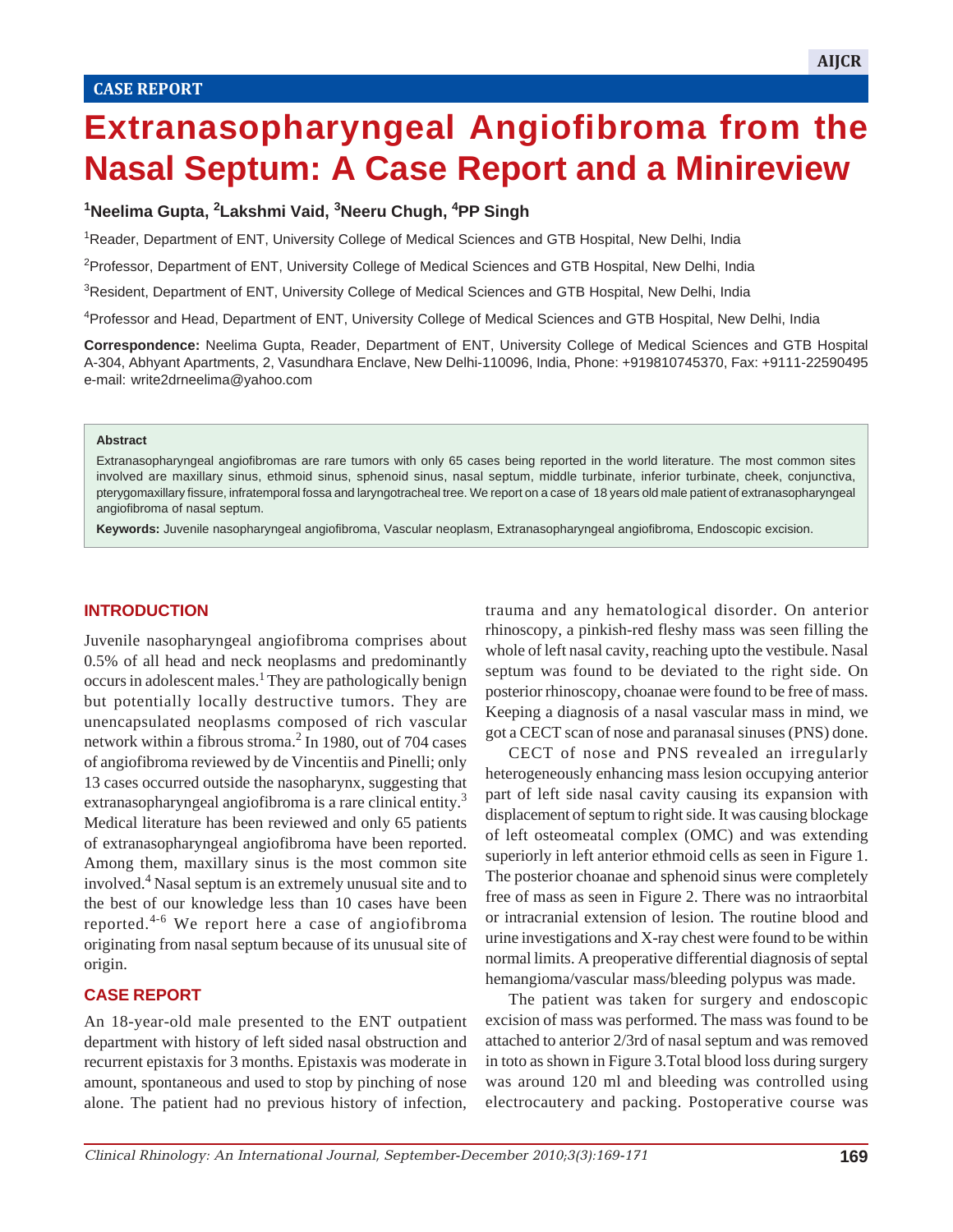CASE REPORT

# Extranasopharyngeal Angiofibroma from the Nasal Septum: A Case Report and a Minireview

**[1]Neelima Gupta, [2]Lakshmi Vaid, [3]Neeru Chugh, [4]PP Singh**

[1]Reader, Department of ENT, University College of Medical Sciences and GTB Hospital, New Delhi, India

[2]Professor, Department of ENT, University College of Medical Sciences and GTB Hospital, New Delhi, India

[3]Resident, Department of ENT, University College of Medical Sciences and GTB Hospital, New Delhi, India

[4]Professor and Head, Department of ENT, University College of Medical Sciences and GTB Hospital, New Delhi, India

**Correspondence:** Neelima Gupta, Reader, Department of ENT, University College of Medical Sciences and GTB Hospital A-304, Abhyant Apartments, 2, Vasundhara Enclave, New Delhi-110096, India, Phone: +919810745370, Fax: +9111-22590495 e-mail: write2drneelima@yahoo.com

**Abstract**

Extranasopharyngeal angiofibromas are rare tumors with only 65 cases being reported in the world literature. The most common sites involved are maxillary sinus, ethmoid sinus, sphenoid sinus, nasal septum, middle turbinate, inferior turbinate, cheek, conjunctiva, pterygomaxillary fissure, infratemporal fossa and laryngotracheal tree. We report on a case of 18 years old male patient of extranasopharyngeal angiofibroma of nasal septum.

**Keywords:** Juvenile nasopharyngeal angiofibroma, Vascular neoplasm, Extranasopharyngeal angiofibroma, Endoscopic excision.

## INTRODUCTION

Juvenile nasopharyngeal angiofibroma comprises about 0.5% of all head and neck neoplasms and predominantly occurs in adolescent males.[1] They are pathologically benign but potentially locally destructive tumors. They are unencapsulated neoplasms composed of rich vascular network within a fibrous stroma.[2] In 1980, out of 704 cases of angiofibroma reviewed by de Vincentiis and Pinelli; only 13 cases occurred outside the nasopharynx, suggesting that extranasopharyngeal angiofibroma is a rare clinical entity.[3] Medical literature has been reviewed and only 65 patients of extranasopharyngeal angiofibroma have been reported. Among them, maxillary sinus is the most common site involved.[4] Nasal septum is an extremely unusual site and to the best of our knowledge less than 10 cases have been reported.[4-6] We report here a case of angiofibroma originating from nasal septum because of its unusual site of origin.

## CASE REPORT

An 18-year-old male presented to the ENT outpatient department with history of left sided nasal obstruction and recurrent epistaxis for 3 months. Epistaxis was moderate in amount, spontaneous and used to stop by pinching of nose alone. The patient had no previous history of infection, trauma and any hematological disorder. On anterior rhinoscopy, a pinkish-red fleshy mass was seen filling the whole of left nasal cavity, reaching upto the vestibule. Nasal septum was found to be deviated to the right side. On posterior rhinoscopy, choanae were found to be free of mass. Keeping a diagnosis of a nasal vascular mass in mind, we got a CECT scan of nose and paranasal sinuses (PNS) done.

CECT of nose and PNS revealed an irregularly heterogeneously enhancing mass lesion occupying anterior part of left side nasal cavity causing its expansion with displacement of septum to right side. It was causing blockage of left osteomeatal complex (OMC) and was extending superiorly in left anterior ethmoid cells as seen in Figure 1. The posterior choanae and sphenoid sinus were completely free of mass as seen in Figure 2. There was no intraorbital or intracranial extension of lesion. The routine blood and urine investigations and X-ray chest were found to be within normal limits. A preoperative differential diagnosis of septal hemangioma/vascular mass/bleeding polypus was made.

The patient was taken for surgery and endoscopic excision of mass was performed. The mass was found to be attached to anterior 2/3rd of nasal septum and was removed in toto as shown in Figure 3.Total blood loss during surgery was around 120 ml and bleeding was controlled using electrocautery and packing. Postoperative course was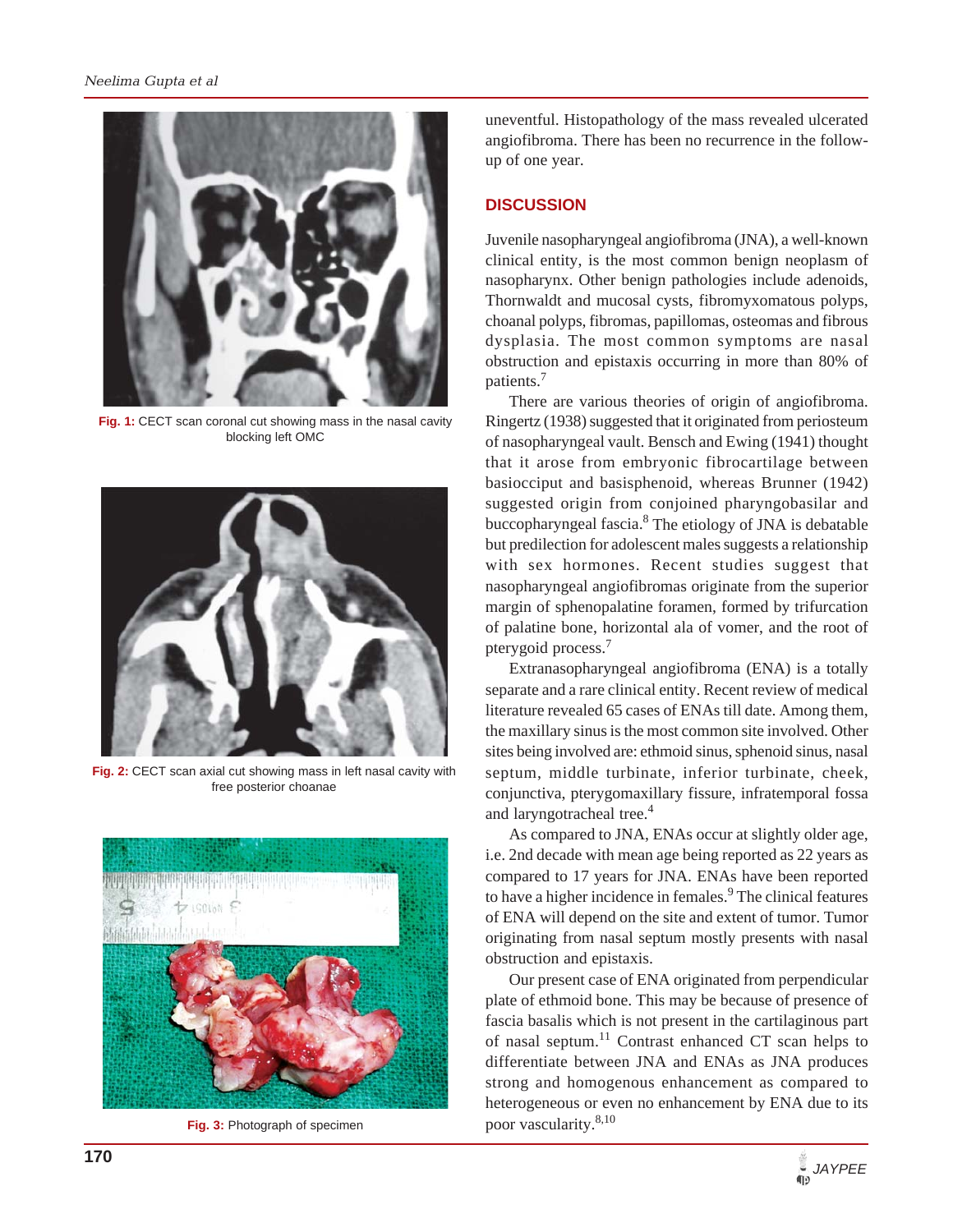Fig. 1: CECT scan coronal cut showing mass in the nasal cavity blocking left OMC

Fig. 2: CECT scan axial cut showing mass in left nasal cavity with free posterior choanae

Fig. 3: Photograph of specimen

uneventful. Histopathology of the mass revealed ulcerated angiofibroma. There has been no recurrence in the follow-up of one year.

## DISCUSSION

Juvenile nasopharyngeal angiofibroma (JNA), a well-known clinical entity, is the most common benign neoplasm of nasopharynx. Other benign pathologies include adenoids, Thornwaldt and mucosal cysts, fibromyxomatous polyps, choanal polyps, fibromas, papillomas, osteomas and fibrous dysplasia. The most common symptoms are nasal obstruction and epistaxis occurring in more than 80% of patients.[7]

There are various theories of origin of angiofibroma. Ringertz (1938) suggested that it originated from periosteum of nasopharyngeal vault. Bensch and Ewing (1941) thought that it arose from embryonic fibrocartilage between basiocciput and basisphenoid, whereas Brunner (1942) suggested origin from conjoined pharyngobasilar and buccopharyngeal fascia.[8] The etiology of JNA is debatable but predilection for adolescent males suggests a relationship with sex hormones. Recent studies suggest that nasopharyngeal angiofibromas originate from the superior margin of sphenopalatine foramen, formed by trifurcation of palatine bone, horizontal ala of vomer, and the root of pterygoid process.[7]

Extranasopharyngeal angiofibroma (ENA) is a totally separate and a rare clinical entity. Recent review of medical literature revealed 65 cases of ENAs till date. Among them, the maxillary sinus is the most common site involved. Other sites being involved are: ethmoid sinus, sphenoid sinus, nasal septum, middle turbinate, inferior turbinate, cheek, conjunctiva, pterygomaxillary fissure, infratemporal fossa and laryngotracheal tree.[4]

As compared to JNA, ENAs occur at slightly older age, i.e. 2nd decade with mean age being reported as 22 years as compared to 17 years for JNA. ENAs have been reported to have a higher incidence in females.[9] The clinical features of ENA will depend on the site and extent of tumor. Tumor originating from nasal septum mostly presents with nasal obstruction and epistaxis.

Our present case of ENA originated from perpendicular plate of ethmoid bone. This may be because of presence of fascia basalis which is not present in the cartilaginous part of nasal septum.[11] Contrast enhanced CT scan helps to differentiate between JNA and ENAs as JNA produces strong and homogenous enhancement as compared to heterogeneous or even no enhancement by ENA due to its poor vascularity.[8,10]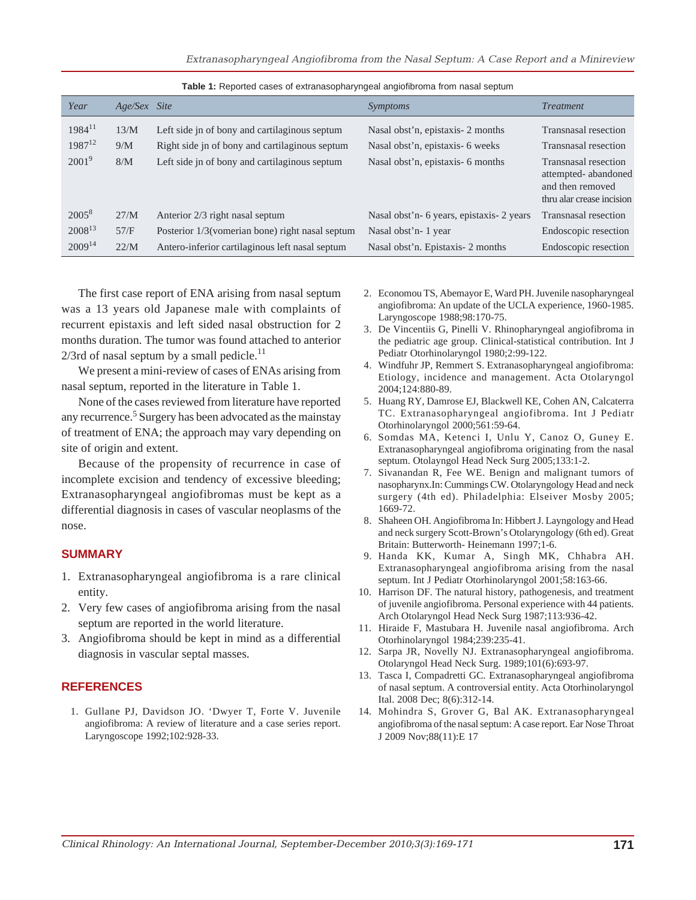**Table 1:** Reported cases of extranasopharyngeal angiofibroma from nasal septum

| *Year* | *Age/Sex* | *Site* | *Symptoms* | *Treatment* |
|---|---|---|---|---|
| 1984[11] | 13/M | Left side jn of bony and cartilaginous septum | Nasal obst'n, epistaxis- 2 months | Transnasal resection |
| 1987[12] | 9/M | Right side jn of bony and cartilaginous septum | Nasal obst'n, epistaxis- 6 weeks | Transnasal resection |
| 2001[9] | 8/M | Left side jn of bony and cartilaginous septum | Nasal obst'n, epistaxis- 6 months | Transnasal resection attempted- abandoned and then removed thru alar crease incision |
| 2005[8] | 27/M | Anterior 2/3 right nasal septum | Nasal obst'n- 6 years, epistaxis- 2 years | Transnasal resection |
| 2008[13] | 57/F | Posterior 1/3(vomerian bone) right nasal septum | Nasal obst'n- 1 year | Endoscopic resection |
| 2009[14] | 22/M | Antero-inferior cartilaginous left nasal septum | Nasal obst'n. Epistaxis- 2 months | Endoscopic resection |

The first case report of ENA arising from nasal septum was a 13 years old Japanese male with complaints of recurrent epistaxis and left sided nasal obstruction for 2 months duration. The tumor was found attached to anterior 2/3rd of nasal septum by a small pedicle.[11]

We present a mini-review of cases of ENAs arising from nasal septum, reported in the literature in Table 1.

None of the cases reviewed from literature have reported any recurrence.[5] Surgery has been advocated as the mainstay of treatment of ENA; the approach may vary depending on site of origin and extent.

Because of the propensity of recurrence in case of incomplete excision and tendency of excessive bleeding; Extranasopharyngeal angiofibromas must be kept as a differential diagnosis in cases of vascular neoplasms of the nose.

## SUMMARY

1. Extranasopharyngeal angiofibroma is a rare clinical entity.
2. Very few cases of angiofibroma arising from the nasal septum are reported in the world literature.
3. Angiofibroma should be kept in mind as a differential diagnosis in vascular septal masses.

## REFERENCES

1. Gullane PJ, Davidson JO. 'Dwyer T, Forte V. Juvenile angiofibroma: A review of literature and a case series report. Laryngoscope 1992;102:928-33.
2. Economou TS, Abemayor E, Ward PH. Juvenile nasopharyngeal angiofibroma: An update of the UCLA experience, 1960-1985. Laryngoscope 1988;98:170-75.
3. De Vincentiis G, Pinelli V. Rhinopharyngeal angiofibroma in the pediatric age group. Clinical-statistical contribution. Int J Pediatr Otorhinolaryngol 1980;2:99-122.
4. Windfuhr JP, Remmert S. Extranasopharyngeal angiofibroma: Etiology, incidence and management. Acta Otolaryngol 2004;124:880-89.
5. Huang RY, Damrose EJ, Blackwell KE, Cohen AN, Calcaterra TC. Extranasopharyngeal angiofibroma. Int J Pediatr Otorhinolaryngol 2000;561:59-64.
6. Somdas MA, Ketenci I, Unlu Y, Canoz O, Guney E. Extranasopharyngeal angiofibroma originating from the nasal septum. Otolayngol Head Neck Surg 2005;133:1-2.
7. Sivanandan R, Fee WE. Benign and malignant tumors of nasopharynx.In: Cummings CW. Otolaryngology Head and neck surgery (4th ed). Philadelphia: Elseiver Mosby 2005; 1669-72.
8. Shaheen OH. Angiofibroma In: Hibbert J. Layngology and Head and neck surgery Scott-Brown's Otolaryngology (6th ed). Great Britain: Butterworth- Heinemann 1997;1-6.
9. Handa KK, Kumar A, Singh MK, Chhabra AH. Extranasopharyngeal angiofibroma arising from the nasal septum. Int J Pediatr Otorhinolaryngol 2001;58:163-66.
10. Harrison DF. The natural history, pathogenesis, and treatment of juvenile angiofibroma. Personal experience with 44 patients. Arch Otolaryngol Head Neck Surg 1987;113:936-42.
11. Hiraide F, Mastubara H. Juvenile nasal angiofibroma. Arch Otorhinolaryngol 1984;239:235-41.
12. Sarpa JR, Novelly NJ. Extranasopharyngeal angiofibroma. Otolaryngol Head Neck Surg. 1989;101(6):693-97.
13. Tasca I, Compadretti GC. Extranasopharyngeal angiofibroma of nasal septum. A controversial entity. Acta Otorhinolaryngol Ital. 2008 Dec; 8(6):312-14.
14. Mohindra S, Grover G, Bal AK. Extranasopharyngeal angiofibroma of the nasal septum: A case report. Ear Nose Throat J 2009 Nov;88(11):E 17